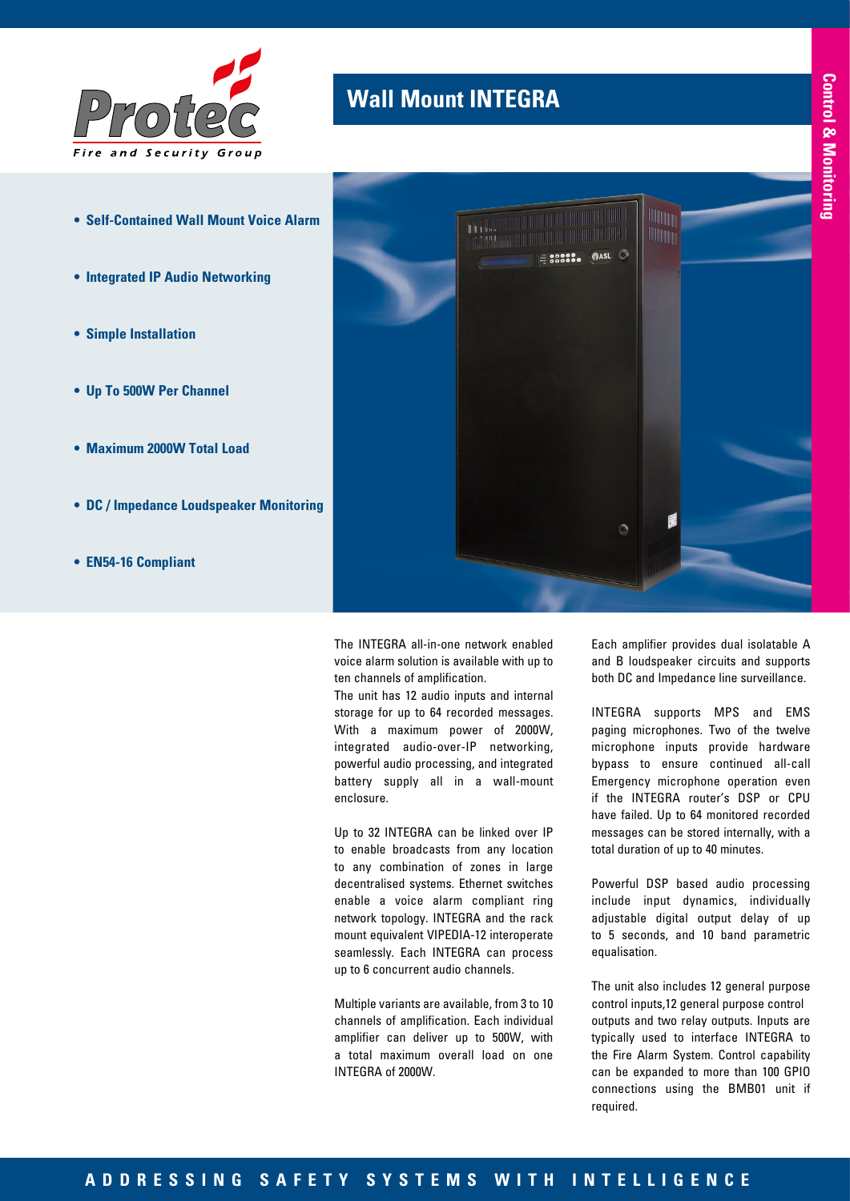# Wall Mount INTEGRA

- **Self-Contained Wall Mount Voice Alarm**
- **Integrated IP Audio Networking**
- **Simple Installation**
- **Up To 500W Per Channel**
- **Maximum 2000W Total Load**
- **DC / Impedance Loudspeaker Monitoring**
- **EN54-16 Compliant**

The INTEGRA all-in-one network enabled voice alarm solution is available with up to ten channels of amplification.
The unit has 12 audio inputs and internal storage for up to 64 recorded messages. With a maximum power of 2000W, integrated audio-over-IP networking, powerful audio processing, and integrated battery supply all in a wall-mount enclosure.

Up to 32 INTEGRA can be linked over IP to enable broadcasts from any location to any combination of zones in large decentralised systems. Ethernet switches enable a voice alarm compliant ring network topology. INTEGRA and the rack mount equivalent VIPEDIA-12 interoperate seamlessly. Each INTEGRA can process up to 6 concurrent audio channels.

Multiple variants are available, from 3 to 10 channels of amplification. Each individual amplifier can deliver up to 500W, with a total maximum overall load on one INTEGRA of 2000W.

Each amplifier provides dual isolatable A and B loudspeaker circuits and supports both DC and Impedance line surveillance.

INTEGRA supports MPS and EMS paging microphones. Two of the twelve microphone inputs provide hardware bypass to ensure continued all-call Emergency microphone operation even if the INTEGRA router's DSP or CPU have failed. Up to 64 monitored recorded messages can be stored internally, with a total duration of up to 40 minutes.

Powerful DSP based audio processing include input dynamics, individually adjustable digital output delay of up to 5 seconds, and 10 band parametric equalisation.

The unit also includes 12 general purpose control inputs,12 general purpose control outputs and two relay outputs. Inputs are typically used to interface INTEGRA to the Fire Alarm System. Control capability can be expanded to more than 100 GPIO connections using the BMB01 unit if required.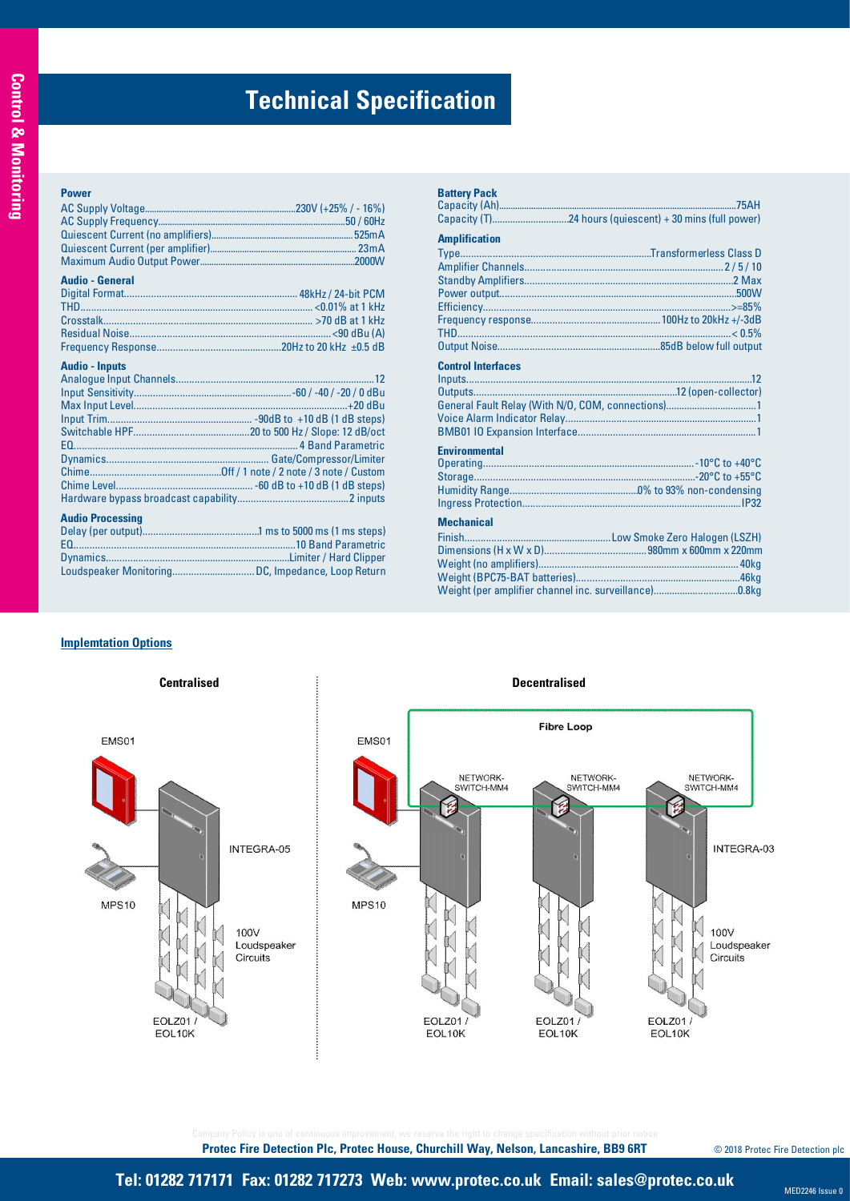# Technical Specification

### Power

| | |
|---|---|
| AC Supply Voltage | 230V (+25% / - 16%) |
| AC Supply Frequency | 50 / 60Hz |
| Quiescent Current (no amplifiers) | 525mA |
| Quiescent Current (per amplifier) | 23mA |
| Maximum Audio Output Power | 2000W |

### Audio - General

| | |
|---|---|
| Digital Format | 48kHz / 24-bit PCM |
| THD | <0.01% at 1 kHz |
| Crosstalk | >70 dB at 1 kHz |
| Residual Noise | <90 dBu (A) |
| Frequency Response | 20Hz to 20 kHz ±0.5 dB |

### Audio - Inputs

| | |
|---|---|
| Analogue Input Channels | 12 |
| Input Sensitivity | -60 / -40 / -20 / 0 dBu |
| Max Input Level | +20 dBu |
| Input Trim | -90dB to +10 dB (1 dB steps) |
| Switchable HPF | 20 to 500 Hz / Slope: 12 dB/oct |
| EQ | 4 Band Parametric |
| Dynamics | Gate/Compressor/Limiter |
| Chime | Off / 1 note / 2 note / 3 note / Custom |
| Chime Level | -60 dB to +10 dB (1 dB steps) |
| Hardware bypass broadcast capability | 2 inputs |

### Audio Processing

| | |
|---|---|
| Delay (per output) | 1 ms to 5000 ms (1 ms steps) |
| EQ | 10 Band Parametric |
| Dynamics | Limiter / Hard Clipper |
| Loudspeaker Monitoring | DC, Impedance, Loop Return |

### Battery Pack

| | |
|---|---|
| Capacity (Ah) | 75AH |
| Capacity (T) | 24 hours (quiescent) + 30 mins (full power) |

### Amplification

| | |
|---|---|
| Type | Transformerless Class D |
| Amplifier Channels | 2 / 5 / 10 |
| Standby Amplifiers | 2 Max |
| Power output | 500W |
| Efficiency | >=85% |
| Frequency response | 100Hz to 20kHz +/-3dB |
| THD | < 0.5% |
| Output Noise | 85dB below full output |

### Control Interfaces

| | |
|---|---|
| Inputs | 12 |
| Outputs | 12 (open-collector) |
| General Fault Relay (With N/O, COM, connections) | 1 |
| Voice Alarm Indicator Relay | 1 |
| BMB01 IO Expansion Interface | 1 |

### Environmental

| | |
|---|---|
| Operating | -10°C to +40°C |
| Storage | -20°C to +55°C |
| Humidity Range | 0% to 93% non-condensing |
| Ingress Protection | IP32 |

### Mechanical

| | |
|---|---|
| Finish | Low Smoke Zero Halogen (LSZH) |
| Dimensions (H x W x D) | 980mm x 600mm x 220mm |
| Weight (no amplifiers) | 40kg |
| Weight (BPC75-BAT batteries) | 46kg |
| Weight (per amplifier channel inc. surveillance) | 0.8kg |

### Implemtation Options

**Centralised**

EMS01

INTEGRA-05

MPS10

100V Loudspeaker Circuits

EOLZ01 / EOL10K

**Decentralised**

Fibre Loop

EMS01

NETWORK-SWITCH-MM4

NETWORK-SWITCH-MM4

NETWORK-SWITCH-MM4

INTEGRA-03

MPS10

100V Loudspeaker Circuits

EOLZ01 / EOL10K

EOLZ01 / EOL10K

EOLZ01 / EOL10K

Company Policy is one of continuous improvement, we reserve the right to change specification without prior notice

**Protec Fire Detection Plc, Protec House, Churchill Way, Nelson, Lancashire, BB9 6RT**

© 2018 Protec Fire Detection plc

**Tel: 01282 717171 Fax: 01282 717273 Web: www.protec.co.uk Email: sales@protec.co.uk**

MED2246 Issue 0